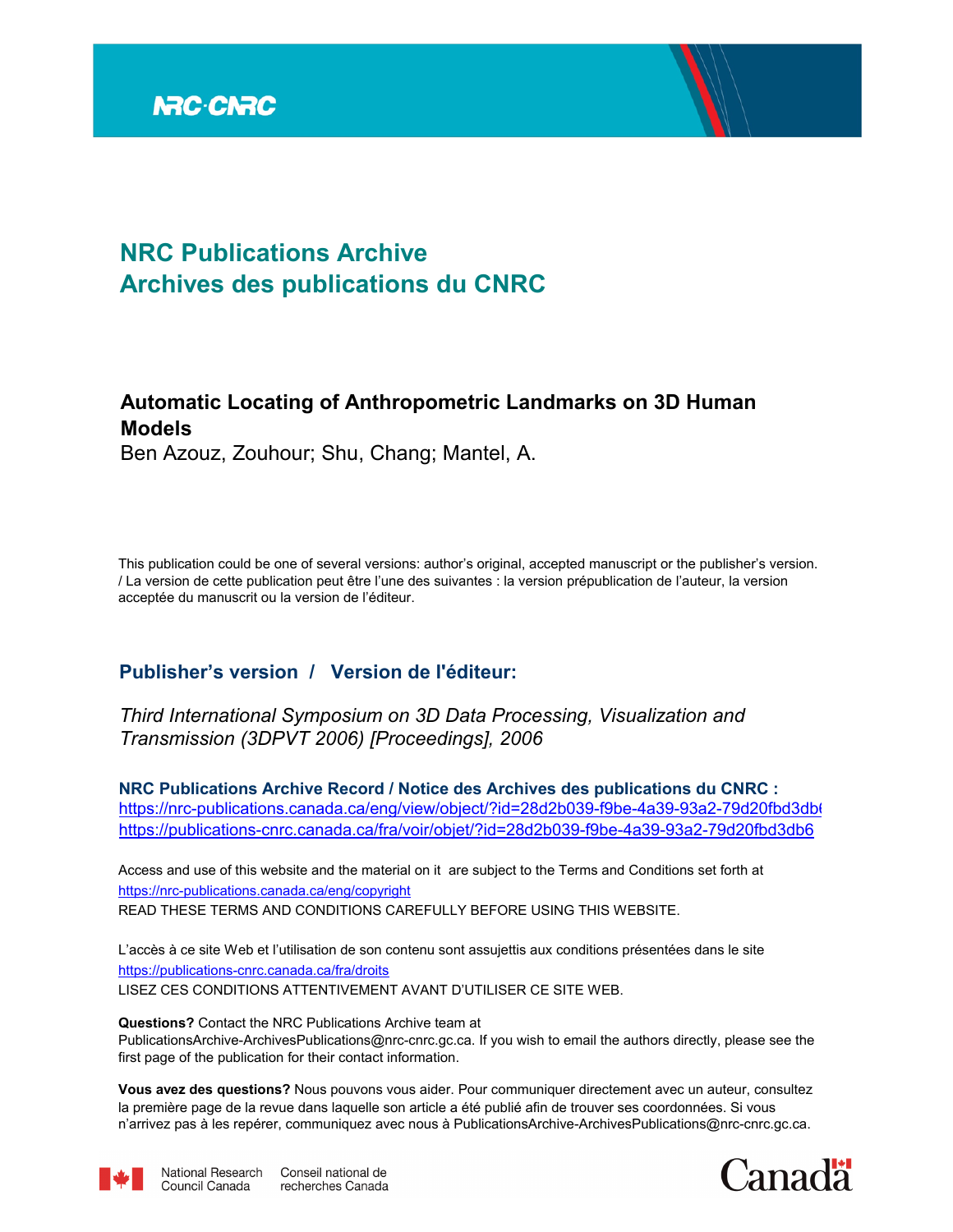# NRC Publications Archive
# Archives des publications du CNRC

**Automatic Locating of Anthropometric Landmarks on 3D Human Models**

Ben Azouz, Zouhour; Shu, Chang; Mantel, A.

This publication could be one of several versions: author's original, accepted manuscript or the publisher's version. / La version de cette publication peut être l'une des suivantes : la version prépublication de l'auteur, la version acceptée du manuscrit ou la version de l'éditeur.

## Publisher's version / Version de l'éditeur:

*Third International Symposium on 3D Data Processing, Visualization and Transmission (3DPVT 2006) [Proceedings], 2006*

**NRC Publications Archive Record / Notice des Archives des publications du CNRC :**

https://nrc-publications.canada.ca/eng/view/object/?id=28d2b039-f9be-4a39-93a2-79d20fbd3db6
https://publications-cnrc.canada.ca/fra/voir/objet/?id=28d2b039-f9be-4a39-93a2-79d20fbd3db6

Access and use of this website and the material on it are subject to the Terms and Conditions set forth at
https://nrc-publications.canada.ca/eng/copyright
READ THESE TERMS AND CONDITIONS CAREFULLY BEFORE USING THIS WEBSITE.

L'accès à ce site Web et l'utilisation de son contenu sont assujettis aux conditions présentées dans le site
https://publications-cnrc.canada.ca/fra/droits
LISEZ CES CONDITIONS ATTENTIVEMENT AVANT D'UTILISER CE SITE WEB.

**Questions?** Contact the NRC Publications Archive team at
PublicationsArchive-ArchivesPublications@nrc-cnrc.gc.ca. If you wish to email the authors directly, please see the first page of the publication for their contact information.

**Vous avez des questions?** Nous pouvons vous aider. Pour communiquer directement avec un auteur, consultez la première page de la revue dans laquelle son article a été publié afin de trouver ses coordonnées. Si vous n'arrivez pas à les repérer, communiquez avec nous à PublicationsArchive-ArchivesPublications@nrc-cnrc.gc.ca.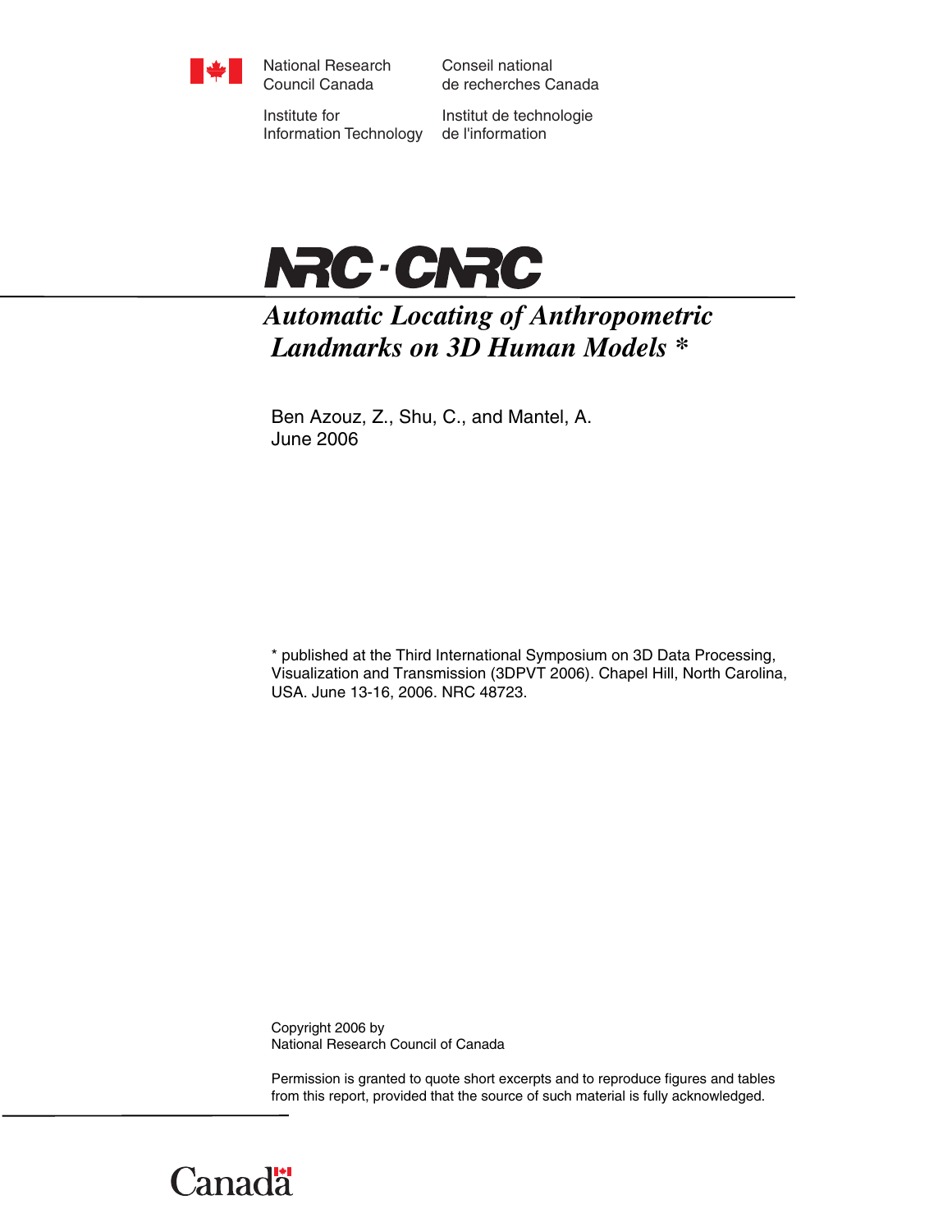National Research Council Canada

Conseil national de recherches Canada

Institute for Information Technology

Institut de technologie de l'information

NRC · CNRC

# *Automatic Locating of Anthropometric Landmarks on 3D Human Models \**

Ben Azouz, Z., Shu, C., and Mantel, A.
June 2006

\* published at the Third International Symposium on 3D Data Processing, Visualization and Transmission (3DPVT 2006). Chapel Hill, North Carolina, USA. June 13-16, 2006. NRC 48723.

Copyright 2006 by
National Research Council of Canada

Permission is granted to quote short excerpts and to reproduce figures and tables from this report, provided that the source of such material is fully acknowledged.

Canada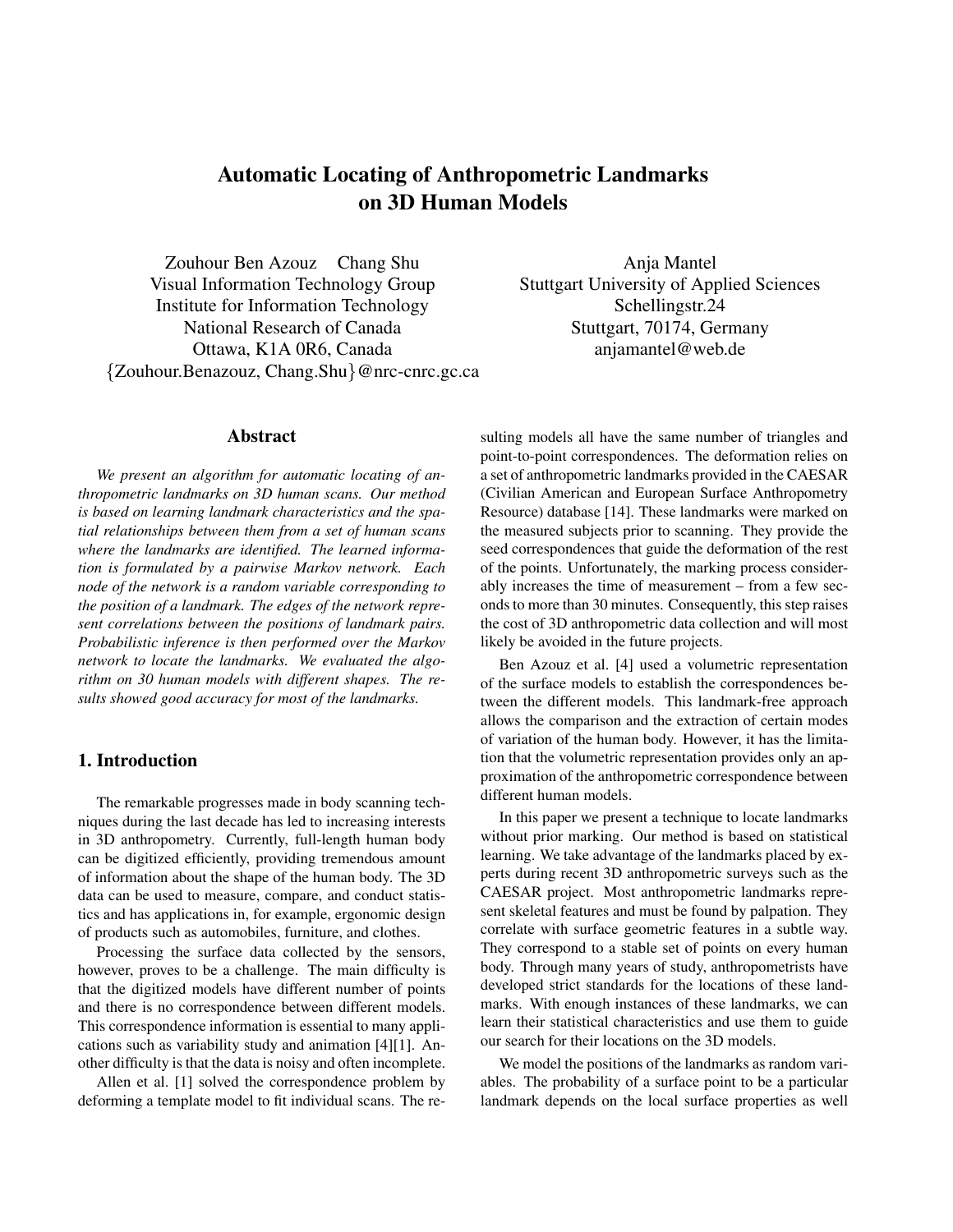# Automatic Locating of Anthropometric Landmarks on 3D Human Models

Zouhour Ben Azouz    Chang Shu
Visual Information Technology Group
Institute for Information Technology
National Research of Canada
Ottawa, K1A 0R6, Canada
{Zouhour.Benazouz, Chang.Shu}@nrc-cnrc.gc.ca

Anja Mantel
Stuttgart University of Applied Sciences
Schellingstr.24
Stuttgart, 70174, Germany
anjamantel@web.de

## Abstract

*We present an algorithm for automatic locating of anthropometric landmarks on 3D human scans. Our method is based on learning landmark characteristics and the spatial relationships between them from a set of human scans where the landmarks are identified. The learned information is formulated by a pairwise Markov network. Each node of the network is a random variable corresponding to the position of a landmark. The edges of the network represent correlations between the positions of landmark pairs. Probabilistic inference is then performed over the Markov network to locate the landmarks. We evaluated the algorithm on 30 human models with different shapes. The results showed good accuracy for most of the landmarks.*

## 1. Introduction

The remarkable progresses made in body scanning techniques during the last decade has led to increasing interests in 3D anthropometry. Currently, full-length human body can be digitized efficiently, providing tremendous amount of information about the shape of the human body. The 3D data can be used to measure, compare, and conduct statistics and has applications in, for example, ergonomic design of products such as automobiles, furniture, and clothes.

Processing the surface data collected by the sensors, however, proves to be a challenge. The main difficulty is that the digitized models have different number of points and there is no correspondence between different models. This correspondence information is essential to many applications such as variability study and animation [4][1]. Another difficulty is that the data is noisy and often incomplete.

Allen et al. [1] solved the correspondence problem by deforming a template model to fit individual scans. The resulting models all have the same number of triangles and point-to-point correspondences. The deformation relies on a set of anthropometric landmarks provided in the CAESAR (Civilian American and European Surface Anthropometry Resource) database [14]. These landmarks were marked on the measured subjects prior to scanning. They provide the seed correspondences that guide the deformation of the rest of the points. Unfortunately, the marking process considerably increases the time of measurement – from a few seconds to more than 30 minutes. Consequently, this step raises the cost of 3D anthropometric data collection and will most likely be avoided in the future projects.

Ben Azouz et al. [4] used a volumetric representation of the surface models to establish the correspondences between the different models. This landmark-free approach allows the comparison and the extraction of certain modes of variation of the human body. However, it has the limitation that the volumetric representation provides only an approximation of the anthropometric correspondence between different human models.

In this paper we present a technique to locate landmarks without prior marking. Our method is based on statistical learning. We take advantage of the landmarks placed by experts during recent 3D anthropometric surveys such as the CAESAR project. Most anthropometric landmarks represent skeletal features and must be found by palpation. They correlate with surface geometric features in a subtle way. They correspond to a stable set of points on every human body. Through many years of study, anthropometrists have developed strict standards for the locations of these landmarks. With enough instances of these landmarks, we can learn their statistical characteristics and use them to guide our search for their locations on the 3D models.

We model the positions of the landmarks as random variables. The probability of a surface point to be a particular landmark depends on the local surface properties as well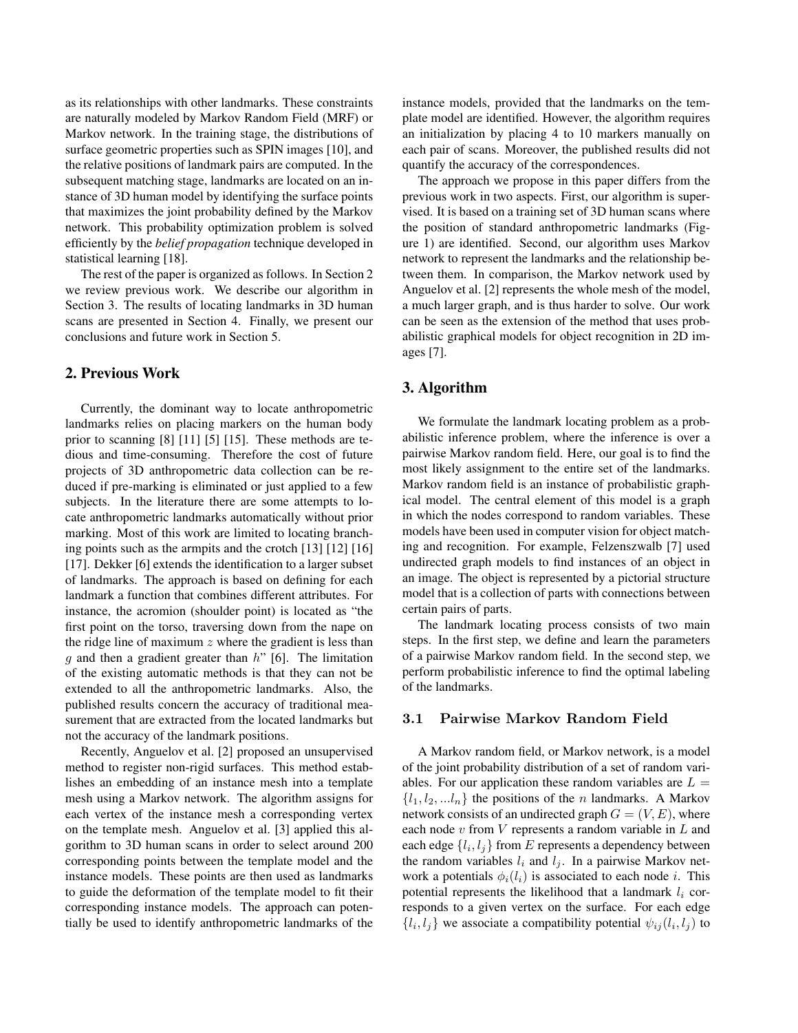as its relationships with other landmarks. These constraints are naturally modeled by Markov Random Field (MRF) or Markov network. In the training stage, the distributions of surface geometric properties such as SPIN images [10], and the relative positions of landmark pairs are computed. In the subsequent matching stage, landmarks are located on an instance of 3D human model by identifying the surface points that maximizes the joint probability defined by the Markov network. This probability optimization problem is solved efficiently by the *belief propagation* technique developed in statistical learning [18].

The rest of the paper is organized as follows. In Section 2 we review previous work. We describe our algorithm in Section 3. The results of locating landmarks in 3D human scans are presented in Section 4. Finally, we present our conclusions and future work in Section 5.

## 2. Previous Work

Currently, the dominant way to locate anthropometric landmarks relies on placing markers on the human body prior to scanning [8] [11] [5] [15]. These methods are tedious and time-consuming. Therefore the cost of future projects of 3D anthropometric data collection can be reduced if pre-marking is eliminated or just applied to a few subjects. In the literature there are some attempts to locate anthropometric landmarks automatically without prior marking. Most of this work are limited to locating branching points such as the armpits and the crotch [13] [12] [16] [17]. Dekker [6] extends the identification to a larger subset of landmarks. The approach is based on defining for each landmark a function that combines different attributes. For instance, the acromion (shoulder point) is located as "the first point on the torso, traversing down from the nape on the ridge line of maximum $z$ where the gradient is less than $g$ and then a gradient greater than $h$" [6]. The limitation of the existing automatic methods is that they can not be extended to all the anthropometric landmarks. Also, the published results concern the accuracy of traditional measurement that are extracted from the located landmarks but not the accuracy of the landmark positions.

Recently, Anguelov et al. [2] proposed an unsupervised method to register non-rigid surfaces. This method establishes an embedding of an instance mesh into a template mesh using a Markov network. The algorithm assigns for each vertex of the instance mesh a corresponding vertex on the template mesh. Anguelov et al. [3] applied this algorithm to 3D human scans in order to select around 200 corresponding points between the template model and the instance models. These points are then used as landmarks to guide the deformation of the template model to fit their corresponding instance models. The approach can potentially be used to identify anthropometric landmarks of the instance models, provided that the landmarks on the template model are identified. However, the algorithm requires an initialization by placing 4 to 10 markers manually on each pair of scans. Moreover, the published results did not quantify the accuracy of the correspondences.

The approach we propose in this paper differs from the previous work in two aspects. First, our algorithm is supervised. It is based on a training set of 3D human scans where the position of standard anthropometric landmarks (Figure 1) are identified. Second, our algorithm uses Markov network to represent the landmarks and the relationship between them. In comparison, the Markov network used by Anguelov et al. [2] represents the whole mesh of the model, a much larger graph, and is thus harder to solve. Our work can be seen as the extension of the method that uses probabilistic graphical models for object recognition in 2D images [7].

## 3. Algorithm

We formulate the landmark locating problem as a probabilistic inference problem, where the inference is over a pairwise Markov random field. Here, our goal is to find the most likely assignment to the entire set of the landmarks. Markov random field is an instance of probabilistic graphical model. The central element of this model is a graph in which the nodes correspond to random variables. These models have been used in computer vision for object matching and recognition. For example, Felzenszwalb [7] used undirected graph models to find instances of an object in an image. The object is represented by a pictorial structure model that is a collection of parts with connections between certain pairs of parts.

The landmark locating process consists of two main steps. In the first step, we define and learn the parameters of a pairwise Markov random field. In the second step, we perform probabilistic inference to find the optimal labeling of the landmarks.

### 3.1 Pairwise Markov Random Field

A Markov random field, or Markov network, is a model of the joint probability distribution of a set of random variables. For our application these random variables are $L = \{l_1, l_2, ...l_n\}$ the positions of the $n$ landmarks. A Markov network consists of an undirected graph $G = (V, E)$, where each node $v$ from $V$ represents a random variable in $L$ and each edge $\{l_i, l_j\}$ from $E$ represents a dependency between the random variables $l_i$ and $l_j$. In a pairwise Markov network a potentials $\phi_i(l_i)$ is associated to each node $i$. This potential represents the likelihood that a landmark $l_i$ corresponds to a given vertex on the surface. For each edge $\{l_i, l_j\}$ we associate a compatibility potential $\psi_{ij}(l_i, l_j)$ to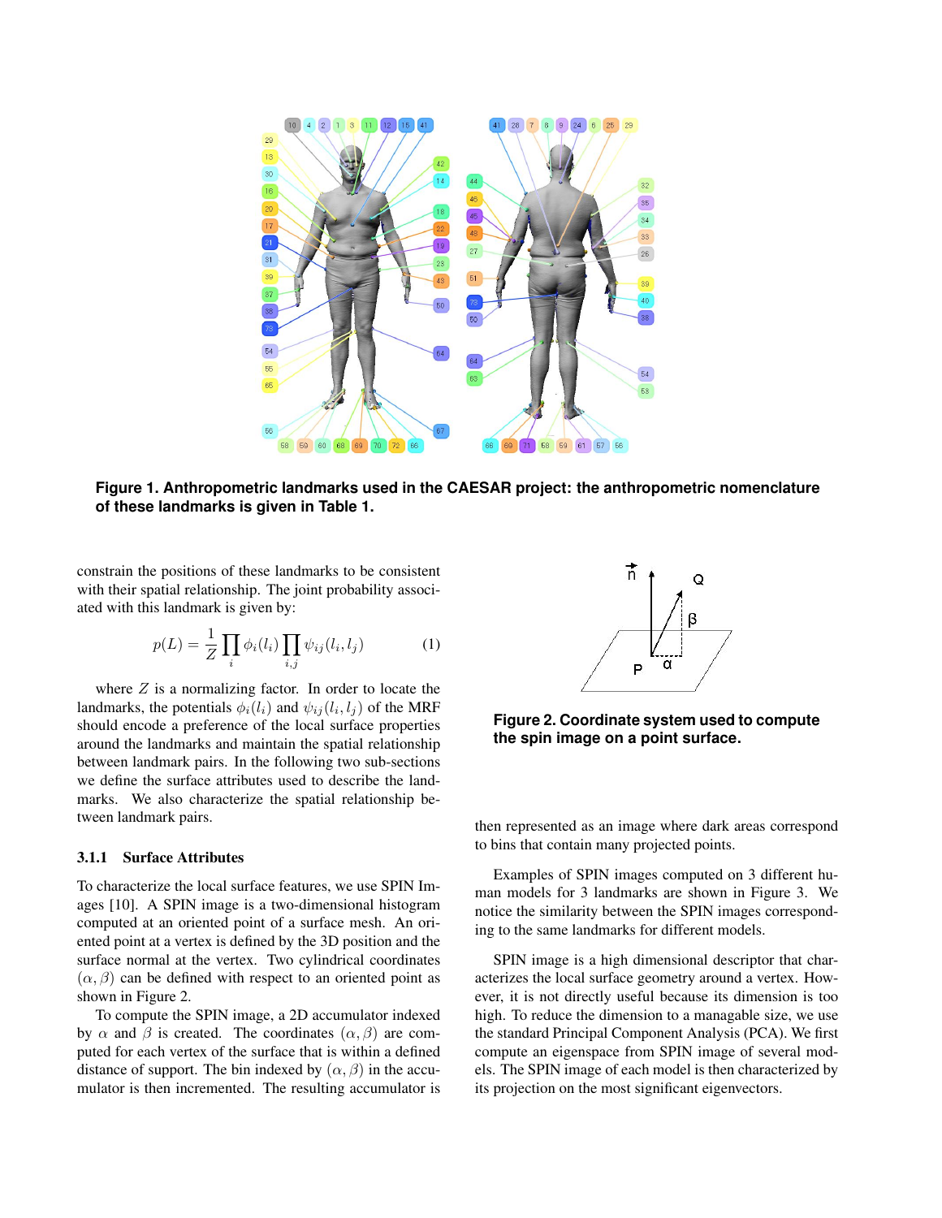**Figure 1. Anthropometric landmarks used in the CAESAR project: the anthropometric nomenclature of these landmarks is given in Table 1.**

constrain the positions of these landmarks to be consistent with their spatial relationship. The joint probability associated with this landmark is given by:

$$p(L) = \frac{1}{Z} \prod_i \phi_i(l_i) \prod_{i,j} \psi_{ij}(l_i, l_j) \quad (1)$$

where $Z$ is a normalizing factor. In order to locate the landmarks, the potentials $\phi_i(l_i)$ and $\psi_{ij}(l_i, l_j)$ of the MRF should encode a preference of the local surface properties around the landmarks and maintain the spatial relationship between landmark pairs. In the following two sub-sections we define the surface attributes used to describe the landmarks. We also characterize the spatial relationship between landmark pairs.

#### 3.1.1 Surface Attributes

To characterize the local surface features, we use SPIN Images [10]. A SPIN image is a two-dimensional histogram computed at an oriented point of a surface mesh. An oriented point at a vertex is defined by the 3D position and the surface normal at the vertex. Two cylindrical coordinates $(\alpha, \beta)$ can be defined with respect to an oriented point as shown in Figure 2.

To compute the SPIN image, a 2D accumulator indexed by $\alpha$ and $\beta$ is created. The coordinates $(\alpha, \beta)$ are computed for each vertex of the surface that is within a defined distance of support. The bin indexed by $(\alpha, \beta)$ in the accumulator is then incremented. The resulting accumulator is then represented as an image where dark areas correspond to bins that contain many projected points.

**Figure 2. Coordinate system used to compute the spin image on a point surface.**

Examples of SPIN images computed on 3 different human models for 3 landmarks are shown in Figure 3. We notice the similarity between the SPIN images corresponding to the same landmarks for different models.

SPIN image is a high dimensional descriptor that characterizes the local surface geometry around a vertex. However, it is not directly useful because its dimension is too high. To reduce the dimension to a managable size, we use the standard Principal Component Analysis (PCA). We first compute an eigenspace from SPIN image of several models. The SPIN image of each model is then characterized by its projection on the most significant eigenvectors.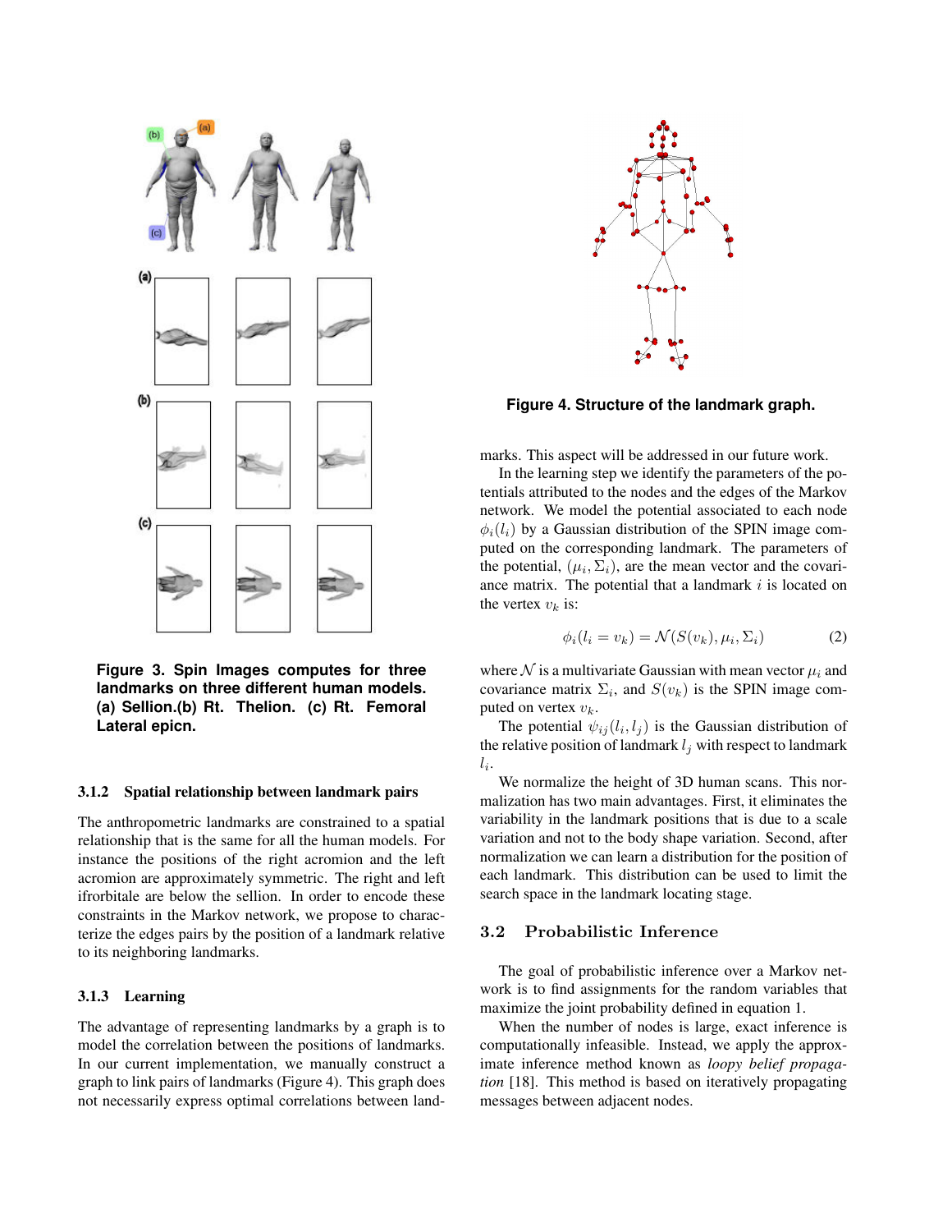**Figure 3. Spin Images computes for three landmarks on three different human models. (a) Sellion.(b) Rt. Thelion. (c) Rt. Femoral Lateral epicn.**

### 3.1.2 Spatial relationship between landmark pairs

The anthropometric landmarks are constrained to a spatial relationship that is the same for all the human models. For instance the positions of the right acromion and the left acromion are approximately symmetric. The right and left ifrorbitale are below the sellion. In order to encode these constraints in the Markov network, we propose to characterize the edges pairs by the position of a landmark relative to its neighboring landmarks.

### 3.1.3 Learning

The advantage of representing landmarks by a graph is to model the correlation between the positions of landmarks. In our current implementation, we manually construct a graph to link pairs of landmarks (Figure 4). This graph does not necessarily express optimal correlations between landmarks. This aspect will be addressed in our future work.

**Figure 4. Structure of the landmark graph.**

In the learning step we identify the parameters of the potentials attributed to the nodes and the edges of the Markov network. We model the potential associated to each node $\phi_i(l_i)$ by a Gaussian distribution of the SPIN image computed on the corresponding landmark. The parameters of the potential, $(\mu_i, \Sigma_i)$, are the mean vector and the covariance matrix. The potential that a landmark $i$ is located on the vertex $v_k$ is:

$$\phi_i(l_i = v_k) = \mathcal{N}(S(v_k), \mu_i, \Sigma_i) \tag{2}$$

where $\mathcal{N}$ is a multivariate Gaussian with mean vector $\mu_i$ and covariance matrix $\Sigma_i$, and $S(v_k)$ is the SPIN image computed on vertex $v_k$.

The potential $\psi_{ij}(l_i, l_j)$ is the Gaussian distribution of the relative position of landmark $l_j$ with respect to landmark $l_i$.

We normalize the height of 3D human scans. This normalization has two main advantages. First, it eliminates the variability in the landmark positions that is due to a scale variation and not to the body shape variation. Second, after normalization we can learn a distribution for the position of each landmark. This distribution can be used to limit the search space in the landmark locating stage.

## 3.2 Probabilistic Inference

The goal of probabilistic inference over a Markov network is to find assignments for the random variables that maximize the joint probability defined in equation 1.

When the number of nodes is large, exact inference is computationally infeasible. Instead, we apply the approximate inference method known as *loopy belief propagation* [18]. This method is based on iteratively propagating messages between adjacent nodes.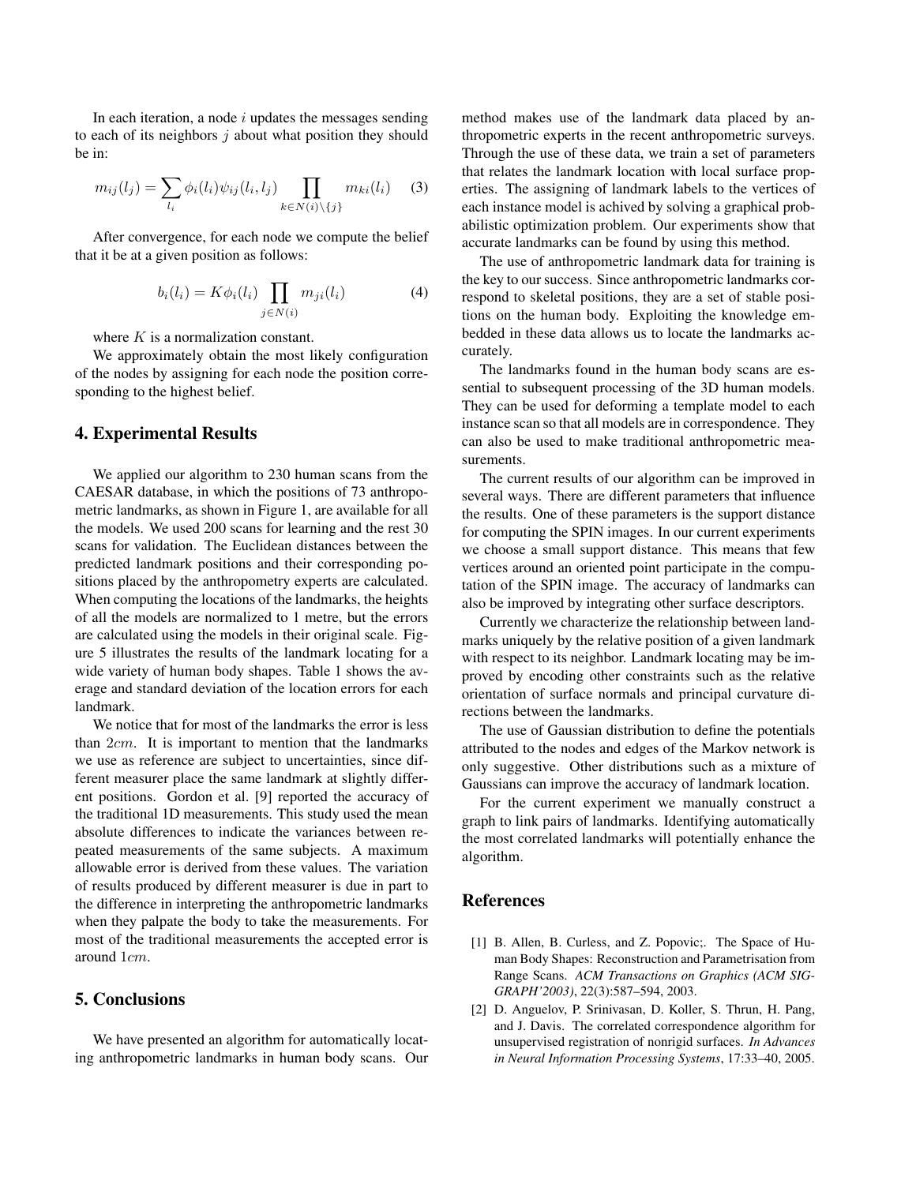In each iteration, a node $i$ updates the messages sending to each of its neighbors $j$ about what position they should be in:

$$m_{ij}(l_j) = \sum_{l_i} \phi_i(l_i)\psi_{ij}(l_i, l_j) \prod_{k \in N(i)\setminus\{j\}} m_{ki}(l_i) \quad (3)$$

After convergence, for each node we compute the belief that it be at a given position as follows:

$$b_i(l_i) = K\phi_i(l_i) \prod_{j \in N(i)} m_{ji}(l_i) \quad (4)$$

where $K$ is a normalization constant.

We approximately obtain the most likely configuration of the nodes by assigning for each node the position corresponding to the highest belief.

## 4. Experimental Results

We applied our algorithm to 230 human scans from the CAESAR database, in which the positions of 73 anthropometric landmarks, as shown in Figure 1, are available for all the models. We used 200 scans for learning and the rest 30 scans for validation. The Euclidean distances between the predicted landmark positions and their corresponding positions placed by the anthropometry experts are calculated. When computing the locations of the landmarks, the heights of all the models are normalized to 1 metre, but the errors are calculated using the models in their original scale. Figure 5 illustrates the results of the landmark locating for a wide variety of human body shapes. Table 1 shows the average and standard deviation of the location errors for each landmark.

We notice that for most of the landmarks the error is less than $2cm$. It is important to mention that the landmarks we use as reference are subject to uncertainties, since different measurer place the same landmark at slightly different positions. Gordon et al. [9] reported the accuracy of the traditional 1D measurements. This study used the mean absolute differences to indicate the variances between repeated measurements of the same subjects. A maximum allowable error is derived from these values. The variation of results produced by different measurer is due in part to the difference in interpreting the anthropometric landmarks when they palpate the body to take the measurements. For most of the traditional measurements the accepted error is around $1cm$.

## 5. Conclusions

We have presented an algorithm for automatically locating anthropometric landmarks in human body scans. Our method makes use of the landmark data placed by anthropometric experts in the recent anthropometric surveys. Through the use of these data, we train a set of parameters that relates the landmark location with local surface properties. The assigning of landmark labels to the vertices of each instance model is achived by solving a graphical probabilistic optimization problem. Our experiments show that accurate landmarks can be found by using this method.

The use of anthropometric landmark data for training is the key to our success. Since anthropometric landmarks correspond to skeletal positions, they are a set of stable positions on the human body. Exploiting the knowledge embedded in these data allows us to locate the landmarks accurately.

The landmarks found in the human body scans are essential to subsequent processing of the 3D human models. They can be used for deforming a template model to each instance scan so that all models are in correspondence. They can also be used to make traditional anthropometric measurements.

The current results of our algorithm can be improved in several ways. There are different parameters that influence the results. One of these parameters is the support distance for computing the SPIN images. In our current experiments we choose a small support distance. This means that few vertices around an oriented point participate in the computation of the SPIN image. The accuracy of landmarks can also be improved by integrating other surface descriptors.

Currently we characterize the relationship between landmarks uniquely by the relative position of a given landmark with respect to its neighbor. Landmark locating may be improved by encoding other constraints such as the relative orientation of surface normals and principal curvature directions between the landmarks.

The use of Gaussian distribution to define the potentials attributed to the nodes and edges of the Markov network is only suggestive. Other distributions such as a mixture of Gaussians can improve the accuracy of landmark location.

For the current experiment we manually construct a graph to link pairs of landmarks. Identifying automatically the most correlated landmarks will potentially enhance the algorithm.

## References

[1] B. Allen, B. Curless, and Z. Popovic;. The Space of Human Body Shapes: Reconstruction and Parametrisation from Range Scans. *ACM Transactions on Graphics (ACM SIGGRAPH'2003)*, 22(3):587–594, 2003.

[2] D. Anguelov, P. Srinivasan, D. Koller, S. Thrun, H. Pang, and J. Davis. The correlated correspondence algorithm for unsupervised registration of nonrigid surfaces. *In Advances in Neural Information Processing Systems*, 17:33–40, 2005.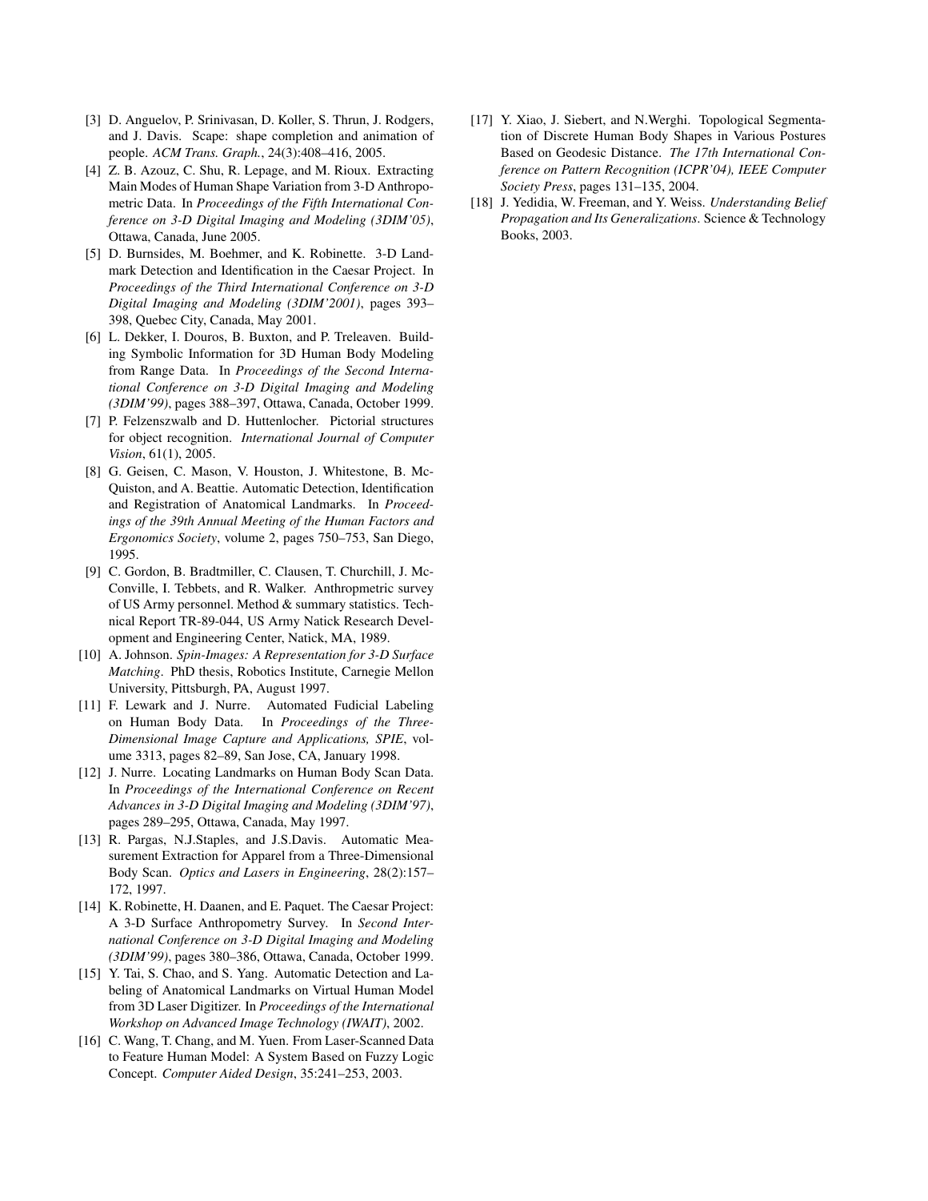[3] D. Anguelov, P. Srinivasan, D. Koller, S. Thrun, J. Rodgers, and J. Davis. Scape: shape completion and animation of people. *ACM Trans. Graph.*, 24(3):408–416, 2005.

[4] Z. B. Azouz, C. Shu, R. Lepage, and M. Rioux. Extracting Main Modes of Human Shape Variation from 3-D Anthropometric Data. In *Proceedings of the Fifth International Conference on 3-D Digital Imaging and Modeling (3DIM'05)*, Ottawa, Canada, June 2005.

[5] D. Burnsides, M. Boehmer, and K. Robinette. 3-D Landmark Detection and Identification in the Caesar Project. In *Proceedings of the Third International Conference on 3-D Digital Imaging and Modeling (3DIM'2001)*, pages 393–398, Quebec City, Canada, May 2001.

[6] L. Dekker, I. Douros, B. Buxton, and P. Treleaven. Building Symbolic Information for 3D Human Body Modeling from Range Data. In *Proceedings of the Second International Conference on 3-D Digital Imaging and Modeling (3DIM'99)*, pages 388–397, Ottawa, Canada, October 1999.

[7] P. Felzenszwalb and D. Huttenlocher. Pictorial structures for object recognition. *International Journal of Computer Vision*, 61(1), 2005.

[8] G. Geisen, C. Mason, V. Houston, J. Whitestone, B. McQuiston, and A. Beattie. Automatic Detection, Identification and Registration of Anatomical Landmarks. In *Proceedings of the 39th Annual Meeting of the Human Factors and Ergonomics Society*, volume 2, pages 750–753, San Diego, 1995.

[9] C. Gordon, B. Bradtmiller, C. Clausen, T. Churchill, J. McConville, I. Tebbets, and R. Walker. Anthropmetric survey of US Army personnel. Method & summary statistics. Technical Report TR-89-044, US Army Natick Research Development and Engineering Center, Natick, MA, 1989.

[10] A. Johnson. *Spin-Images: A Representation for 3-D Surface Matching*. PhD thesis, Robotics Institute, Carnegie Mellon University, Pittsburgh, PA, August 1997.

[11] F. Lewark and J. Nurre. Automated Fudicial Labeling on Human Body Data. In *Proceedings of the Three-Dimensional Image Capture and Applications, SPIE*, volume 3313, pages 82–89, San Jose, CA, January 1998.

[12] J. Nurre. Locating Landmarks on Human Body Scan Data. In *Proceedings of the International Conference on Recent Advances in 3-D Digital Imaging and Modeling (3DIM'97)*, pages 289–295, Ottawa, Canada, May 1997.

[13] R. Pargas, N.J.Staples, and J.S.Davis. Automatic Measurement Extraction for Apparel from a Three-Dimensional Body Scan. *Optics and Lasers in Engineering*, 28(2):157–172, 1997.

[14] K. Robinette, H. Daanen, and E. Paquet. The Caesar Project: A 3-D Surface Anthropometry Survey. In *Second International Conference on 3-D Digital Imaging and Modeling (3DIM'99)*, pages 380–386, Ottawa, Canada, October 1999.

[15] Y. Tai, S. Chao, and S. Yang. Automatic Detection and Labeling of Anatomical Landmarks on Virtual Human Model from 3D Laser Digitizer. In *Proceedings of the International Workshop on Advanced Image Technology (IWAIT)*, 2002.

[16] C. Wang, T. Chang, and M. Yuen. From Laser-Scanned Data to Feature Human Model: A System Based on Fuzzy Logic Concept. *Computer Aided Design*, 35:241–253, 2003.

[17] Y. Xiao, J. Siebert, and N.Werghi. Topological Segmentation of Discrete Human Body Shapes in Various Postures Based on Geodesic Distance. *The 17th International Conference on Pattern Recognition (ICPR'04), IEEE Computer Society Press*, pages 131–135, 2004.

[18] J. Yedidia, W. Freeman, and Y. Weiss. *Understanding Belief Propagation and Its Generalizations*. Science & Technology Books, 2003.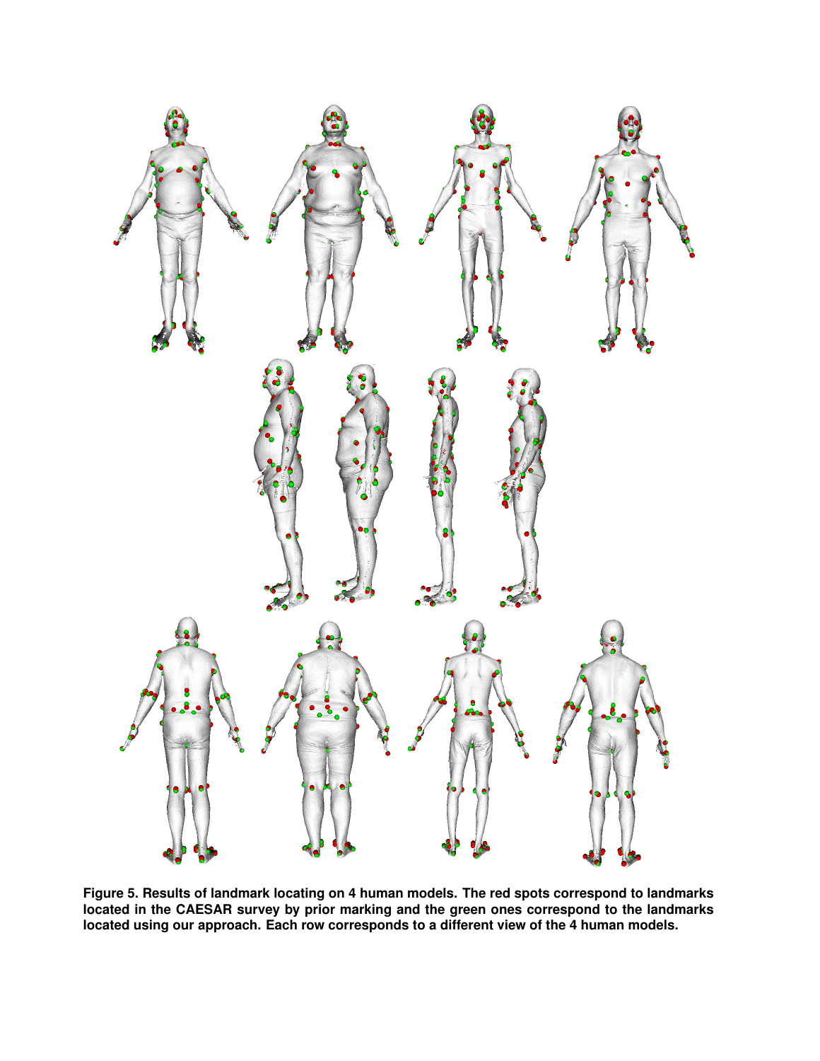**Figure 5. Results of landmark locating on 4 human models. The red spots correspond to landmarks located in the CAESAR survey by prior marking and the green ones correspond to the landmarks located using our approach. Each row corresponds to a different view of the 4 human models.**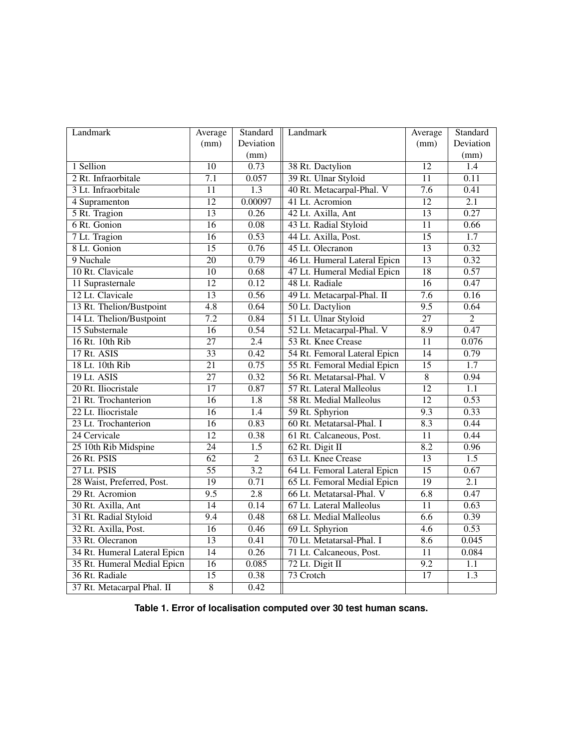| Landmark | Average (mm) | Standard Deviation (mm) | Landmark | Average (mm) | Standard Deviation (mm) |
|---|---|---|---|---|---|
| 1 Sellion | 10 | 0.73 | 38 Rt. Dactylion | 12 | 1.4 |
| 2 Rt. Infraorbitale | 7.1 | 0.057 | 39 Rt. Ulnar Styloid | 11 | 0.11 |
| 3 Lt. Infraorbitale | 11 | 1.3 | 40 Rt. Metacarpal-Phal. V | 7.6 | 0.41 |
| 4 Supramenton | 12 | 0.00097 | 41 Lt. Acromion | 12 | 2.1 |
| 5 Rt. Tragion | 13 | 0.26 | 42 Lt. Axilla, Ant | 13 | 0.27 |
| 6 Rt. Gonion | 16 | 0.08 | 43 Lt. Radial Styloid | 11 | 0.66 |
| 7 Lt. Tragion | 16 | 0.53 | 44 Lt. Axilla, Post. | 15 | 1.7 |
| 8 Lt. Gonion | 15 | 0.76 | 45 Lt. Olecranon | 13 | 0.32 |
| 9 Nuchale | 20 | 0.79 | 46 Lt. Humeral Lateral Epicn | 13 | 0.32 |
| 10 Rt. Clavicale | 10 | 0.68 | 47 Lt. Humeral Medial Epicn | 18 | 0.57 |
| 11 Suprasternale | 12 | 0.12 | 48 Lt. Radiale | 16 | 0.47 |
| 12 Lt. Clavicale | 13 | 0.56 | 49 Lt. Metacarpal-Phal. II | 7.6 | 0.16 |
| 13 Rt. Thelion/Bustpoint | 4.8 | 0.64 | 50 Lt. Dactylion | 9.5 | 0.64 |
| 14 Lt. Thelion/Bustpoint | 7.2 | 0.84 | 51 Lt. Ulnar Styloid | 27 | 2 |
| 15 Substernale | 16 | 0.54 | 52 Lt. Metacarpal-Phal. V | 8.9 | 0.47 |
| 16 Rt. 10th Rib | 27 | 2.4 | 53 Rt. Knee Crease | 11 | 0.076 |
| 17 Rt. ASIS | 33 | 0.42 | 54 Rt. Femoral Lateral Epicn | 14 | 0.79 |
| 18 Lt. 10th Rib | 21 | 0.75 | 55 Rt. Femoral Medial Epicn | 15 | 1.7 |
| 19 Lt. ASIS | 27 | 0.32 | 56 Rt. Metatarsal-Phal. V | 8 | 0.94 |
| 20 Rt. Iliocristale | 17 | 0.87 | 57 Rt. Lateral Malleolus | 12 | 1.1 |
| 21 Rt. Trochanterion | 16 | 1.8 | 58 Rt. Medial Malleolus | 12 | 0.53 |
| 22 Lt. Iliocristale | 16 | 1.4 | 59 Rt. Sphyrion | 9.3 | 0.33 |
| 23 Lt. Trochanterion | 16 | 0.83 | 60 Rt. Metatarsal-Phal. I | 8.3 | 0.44 |
| 24 Cervicale | 12 | 0.38 | 61 Rt. Calcaneous, Post. | 11 | 0.44 |
| 25 10th Rib Midspine | 24 | 1.5 | 62 Rt. Digit II | 8.2 | 0.96 |
| 26 Rt. PSIS | 62 | 2 | 63 Lt. Knee Crease | 13 | 1.5 |
| 27 Lt. PSIS | 55 | 3.2 | 64 Lt. Femoral Lateral Epicn | 15 | 0.67 |
| 28 Waist, Preferred, Post. | 19 | 0.71 | 65 Lt. Femoral Medial Epicn | 19 | 2.1 |
| 29 Rt. Acromion | 9.5 | 2.8 | 66 Lt. Metatarsal-Phal. V | 6.8 | 0.47 |
| 30 Rt. Axilla, Ant | 14 | 0.14 | 67 Lt. Lateral Malleolus | 11 | 0.63 |
| 31 Rt. Radial Styloid | 9.4 | 0.48 | 68 Lt. Medial Malleolus | 6.6 | 0.39 |
| 32 Rt. Axilla, Post. | 16 | 0.46 | 69 Lt. Sphyrion | 4.6 | 0.53 |
| 33 Rt. Olecranon | 13 | 0.41 | 70 Lt. Metatarsal-Phal. I | 8.6 | 0.045 |
| 34 Rt. Humeral Lateral Epicn | 14 | 0.26 | 71 Lt. Calcaneous, Post. | 11 | 0.084 |
| 35 Rt. Humeral Medial Epicn | 16 | 0.085 | 72 Lt. Digit II | 9.2 | 1.1 |
| 36 Rt. Radiale | 15 | 0.38 | 73 Crotch | 17 | 1.3 |
| 37 Rt. Metacarpal Phal. II | 8 | 0.42 | | | |

**Table 1. Error of localisation computed over 30 test human scans.**